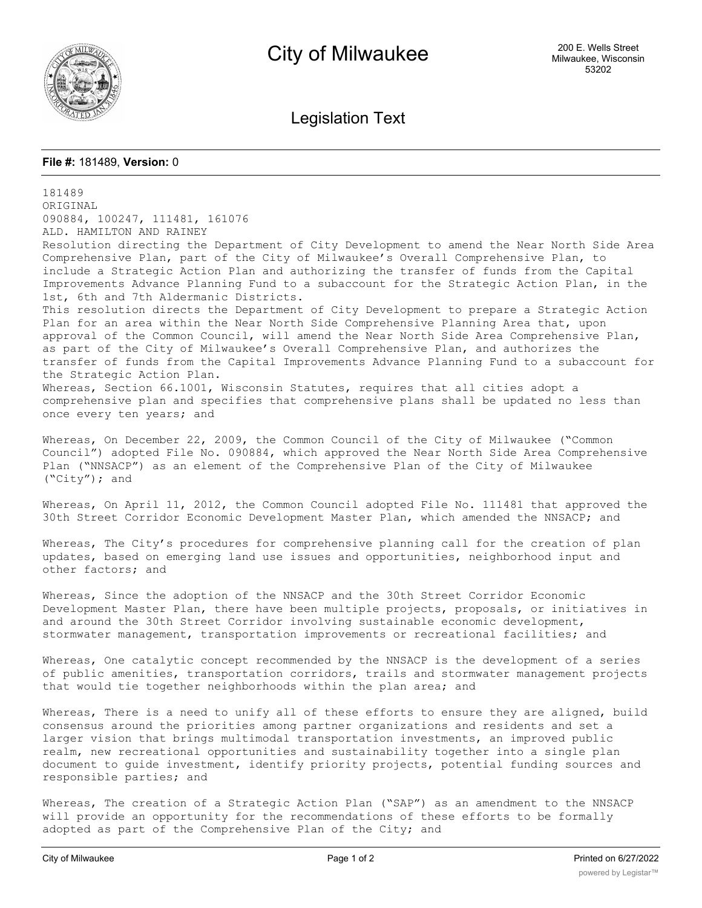# City of Milwaukee

200 E. Wells Street
Milwaukee, Wisconsin
53202

## Legislation Text

**File #:** 181489, **Version:** 0

181489
ORIGINAL
090884, 100247, 111481, 161076
ALD. HAMILTON AND RAINEY
Resolution directing the Department of City Development to amend the Near North Side Area Comprehensive Plan, part of the City of Milwaukee's Overall Comprehensive Plan, to include a Strategic Action Plan and authorizing the transfer of funds from the Capital Improvements Advance Planning Fund to a subaccount for the Strategic Action Plan, in the 1st, 6th and 7th Aldermanic Districts.
This resolution directs the Department of City Development to prepare a Strategic Action Plan for an area within the Near North Side Comprehensive Planning Area that, upon approval of the Common Council, will amend the Near North Side Area Comprehensive Plan, as part of the City of Milwaukee's Overall Comprehensive Plan, and authorizes the transfer of funds from the Capital Improvements Advance Planning Fund to a subaccount for the Strategic Action Plan.
Whereas, Section 66.1001, Wisconsin Statutes, requires that all cities adopt a comprehensive plan and specifies that comprehensive plans shall be updated no less than once every ten years; and

Whereas, On December 22, 2009, the Common Council of the City of Milwaukee ("Common Council") adopted File No. 090884, which approved the Near North Side Area Comprehensive Plan ("NNSACP") as an element of the Comprehensive Plan of the City of Milwaukee ("City"); and

Whereas, On April 11, 2012, the Common Council adopted File No. 111481 that approved the 30th Street Corridor Economic Development Master Plan, which amended the NNSACP; and

Whereas, The City's procedures for comprehensive planning call for the creation of plan updates, based on emerging land use issues and opportunities, neighborhood input and other factors; and

Whereas, Since the adoption of the NNSACP and the 30th Street Corridor Economic Development Master Plan, there have been multiple projects, proposals, or initiatives in and around the 30th Street Corridor involving sustainable economic development, stormwater management, transportation improvements or recreational facilities; and

Whereas, One catalytic concept recommended by the NNSACP is the development of a series of public amenities, transportation corridors, trails and stormwater management projects that would tie together neighborhoods within the plan area; and

Whereas, There is a need to unify all of these efforts to ensure they are aligned, build consensus around the priorities among partner organizations and residents and set a larger vision that brings multimodal transportation investments, an improved public realm, new recreational opportunities and sustainability together into a single plan document to guide investment, identify priority projects, potential funding sources and responsible parties; and

Whereas, The creation of a Strategic Action Plan ("SAP") as an amendment to the NNSACP will provide an opportunity for the recommendations of these efforts to be formally adopted as part of the Comprehensive Plan of the City; and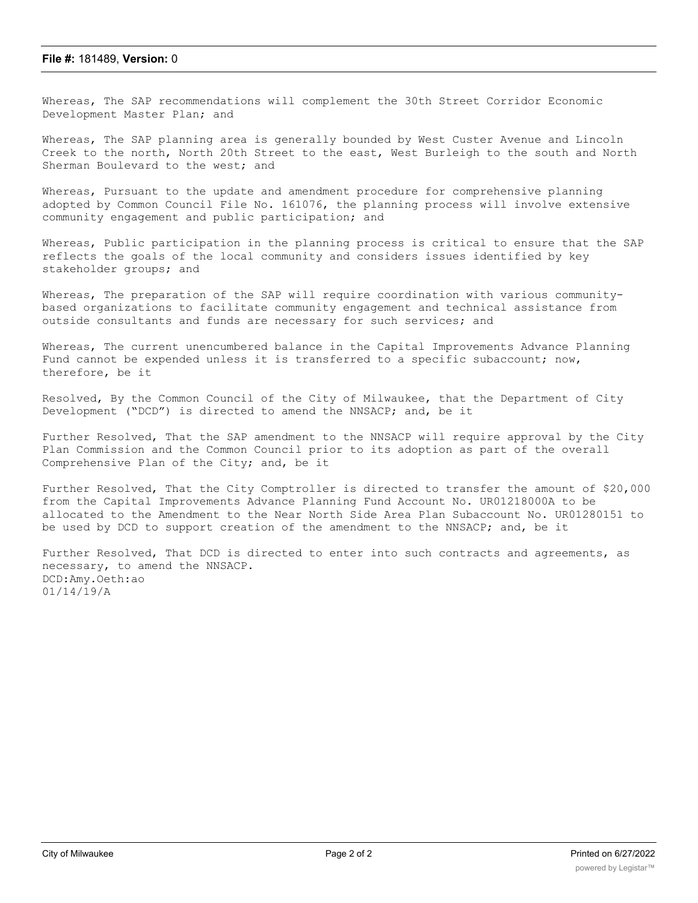Whereas, The SAP recommendations will complement the 30th Street Corridor Economic Development Master Plan; and

Whereas, The SAP planning area is generally bounded by West Custer Avenue and Lincoln Creek to the north, North 20th Street to the east, West Burleigh to the south and North Sherman Boulevard to the west; and

Whereas, Pursuant to the update and amendment procedure for comprehensive planning adopted by Common Council File No. 161076, the planning process will involve extensive community engagement and public participation; and

Whereas, Public participation in the planning process is critical to ensure that the SAP reflects the goals of the local community and considers issues identified by key stakeholder groups; and

Whereas, The preparation of the SAP will require coordination with various community-based organizations to facilitate community engagement and technical assistance from outside consultants and funds are necessary for such services; and

Whereas, The current unencumbered balance in the Capital Improvements Advance Planning Fund cannot be expended unless it is transferred to a specific subaccount; now, therefore, be it

Resolved, By the Common Council of the City of Milwaukee, that the Department of City Development ("DCD") is directed to amend the NNSACP; and, be it

Further Resolved, That the SAP amendment to the NNSACP will require approval by the City Plan Commission and the Common Council prior to its adoption as part of the overall Comprehensive Plan of the City; and, be it

Further Resolved, That the City Comptroller is directed to transfer the amount of $20,000 from the Capital Improvements Advance Planning Fund Account No. UR01218000A to be allocated to the Amendment to the Near North Side Area Plan Subaccount No. UR01280151 to be used by DCD to support creation of the amendment to the NNSACP; and, be it

Further Resolved, That DCD is directed to enter into such contracts and agreements, as necessary, to amend the NNSACP.
DCD:Amy.Oeth:ao
01/14/19/A